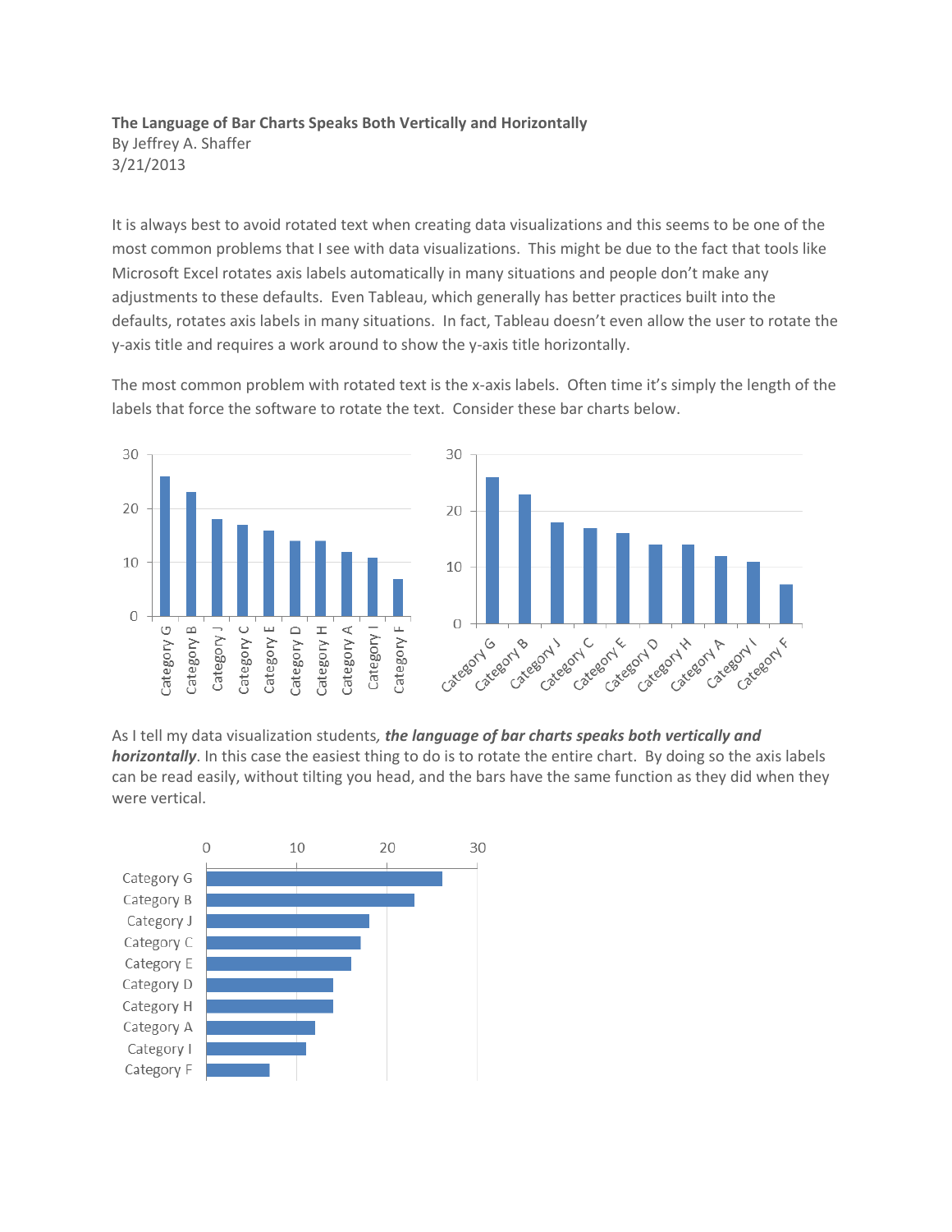**The Language of Bar Charts Speaks Both Vertically and Horizontally**

By Jeffrey A. Shaffer

3/21/2013

It is always best to avoid rotated text when creating data visualizations and this seems to be one of the most common problems that I see with data visualizations. This might be due to the fact that tools like Microsoft Excel rotates axis labels automatically in many situations and people don't make any adjustments to these defaults. Even Tableau, which generally has better practices built into the defaults, rotates axis labels in many situations. In fact, Tableau doesn't even allow the user to rotate the y-axis title and requires a work around to show the y-axis title horizontally.

The most common problem with rotated text is the x-axis labels. Often time it's simply the length of the labels that force the software to rotate the text. Consider these bar charts below.

As I tell my data visualization students, ***the language of bar charts speaks both vertically and horizontally***. In this case the easiest thing to do is to rotate the entire chart. By doing so the axis labels can be read easily, without tilting you head, and the bars have the same function as they did when they were vertical.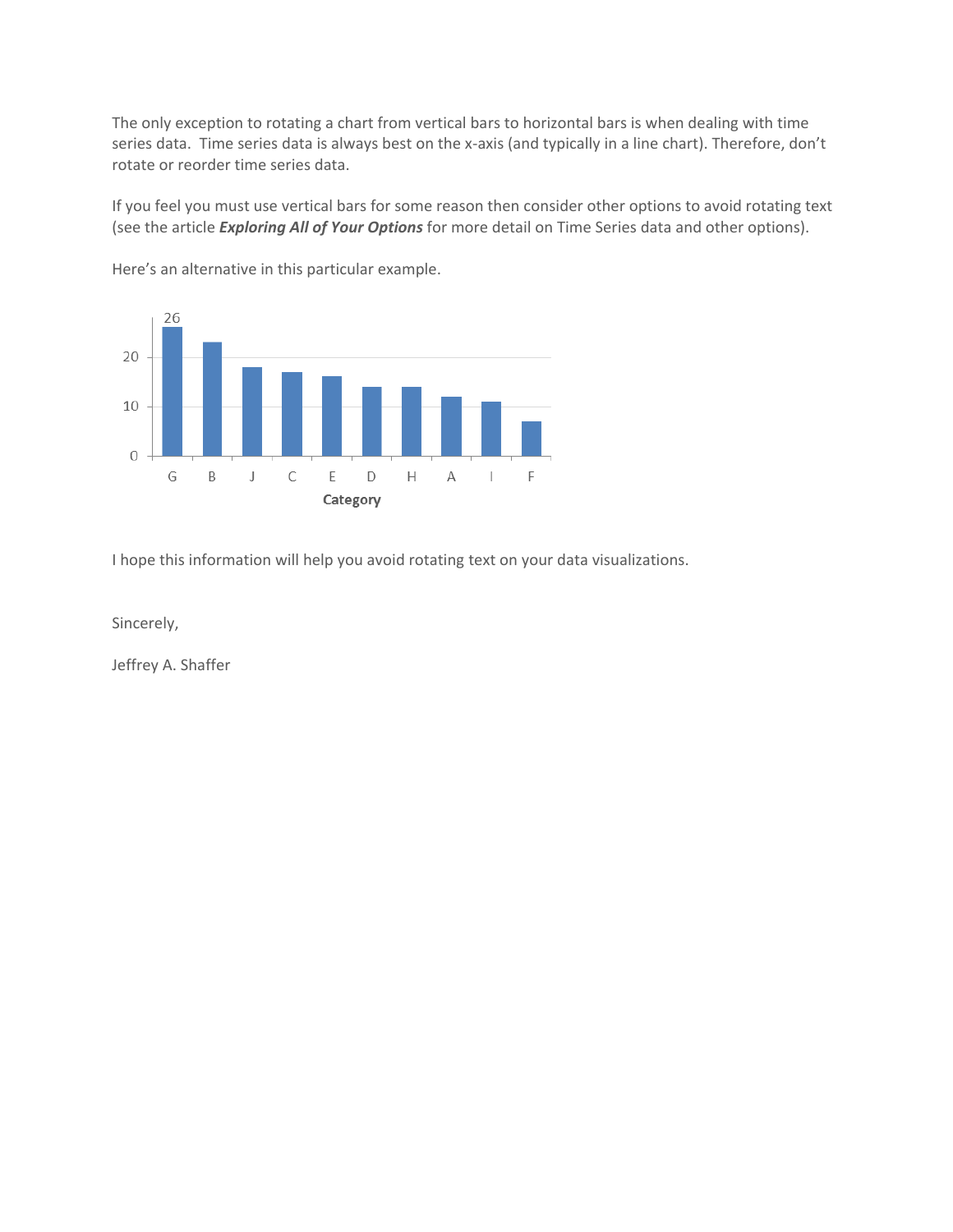The only exception to rotating a chart from vertical bars to horizontal bars is when dealing with time series data. Time series data is always best on the x-axis (and typically in a line chart). Therefore, don't rotate or reorder time series data.

If you feel you must use vertical bars for some reason then consider other options to avoid rotating text (see the article ***Exploring All of Your Options*** for more detail on Time Series data and other options).

Here's an alternative in this particular example.

26
20
10
0
G B J C E D H A I F
Category

I hope this information will help you avoid rotating text on your data visualizations.

Sincerely,

Jeffrey A. Shaffer